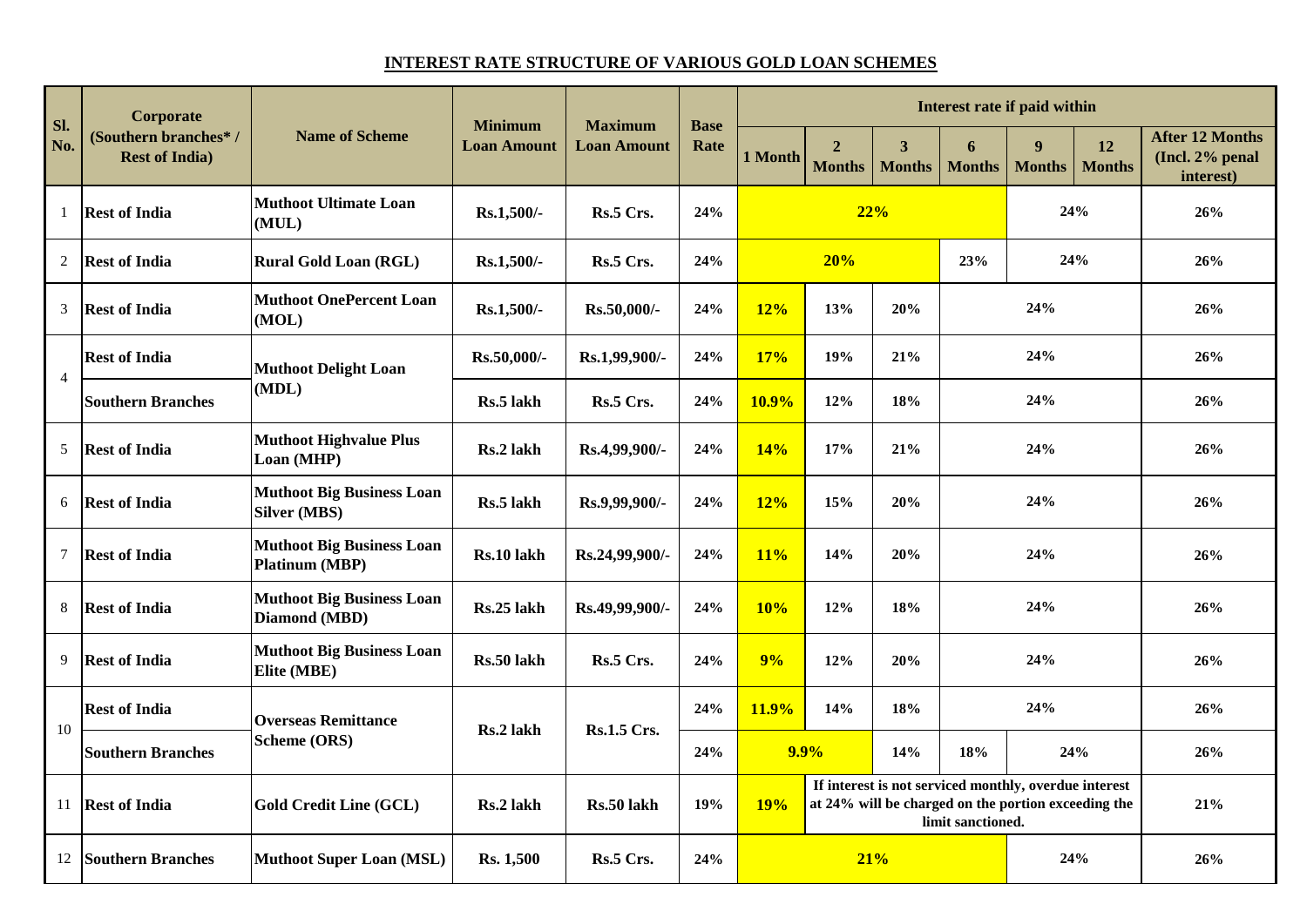## INTEREST RATE STRUCTURE OF VARIOUS GOLD LOAN SCHEMES

| Sl. No. | Corporate (Southern branches* / Rest of India) | Name of Scheme | Minimum Loan Amount | Maximum Loan Amount | Base Rate | Interest rate if paid within | | | | | | |
|---|---|---|---|---|---|---|---|---|---|---|---|---|
| | | | | | | 1 Month | 2 Months | 3 Months | 6 Months | 9 Months | 12 Months | After 12 Months (Incl. 2% penal interest) |
| 1 | Rest of India | Muthoot Ultimate Loan (MUL) | Rs.1,500/- | Rs.5 Crs. | 24% | 22% | | | | 24% | | 26% |
| 2 | Rest of India | Rural Gold Loan (RGL) | Rs.1,500/- | Rs.5 Crs. | 24% | 20% | | | 23% | 24% | | 26% |
| 3 | Rest of India | Muthoot OnePercent Loan (MOL) | Rs.1,500/- | Rs.50,000/- | 24% | 12% | 13% | 20% | 24% | | | 26% |
| 4 | Rest of India | Muthoot Delight Loan (MDL) | Rs.50,000/- | Rs.1,99,900/- | 24% | 17% | 19% | 21% | 24% | | | 26% |
| | Southern Branches | | Rs.5 lakh | Rs.5 Crs. | 24% | 10.9% | 12% | 18% | 24% | | | 26% |
| 5 | Rest of India | Muthoot Highvalue Plus Loan (MHP) | Rs.2 lakh | Rs.4,99,900/- | 24% | 14% | 17% | 21% | 24% | | | 26% |
| 6 | Rest of India | Muthoot Big Business Loan Silver (MBS) | Rs.5 lakh | Rs.9,99,900/- | 24% | 12% | 15% | 20% | 24% | | | 26% |
| 7 | Rest of India | Muthoot Big Business Loan Platinum (MBP) | Rs.10 lakh | Rs.24,99,900/- | 24% | 11% | 14% | 20% | 24% | | | 26% |
| 8 | Rest of India | Muthoot Big Business Loan Diamond (MBD) | Rs.25 lakh | Rs.49,99,900/- | 24% | 10% | 12% | 18% | 24% | | | 26% |
| 9 | Rest of India | Muthoot Big Business Loan Elite (MBE) | Rs.50 lakh | Rs.5 Crs. | 24% | 9% | 12% | 20% | 24% | | | 26% |
| 10 | Rest of India | Overseas Remittance Scheme (ORS) | Rs.2 lakh | Rs.1.5 Crs. | 24% | 11.9% | 14% | 18% | 24% | | | 26% |
| | Southern Branches | | | | 24% | 9.9% | | 14% | 18% | 24% | | 26% |
| 11 | Rest of India | Gold Credit Line (GCL) | Rs.2 lakh | Rs.50 lakh | 19% | 19% | If interest is not serviced monthly, overdue interest at 24% will be charged on the portion exceeding the limit sanctioned. | | | | | 21% |
| 12 | Southern Branches | Muthoot Super Loan (MSL) | Rs. 1,500 | Rs.5 Crs. | 24% | 21% | | | | 24% | | 26% |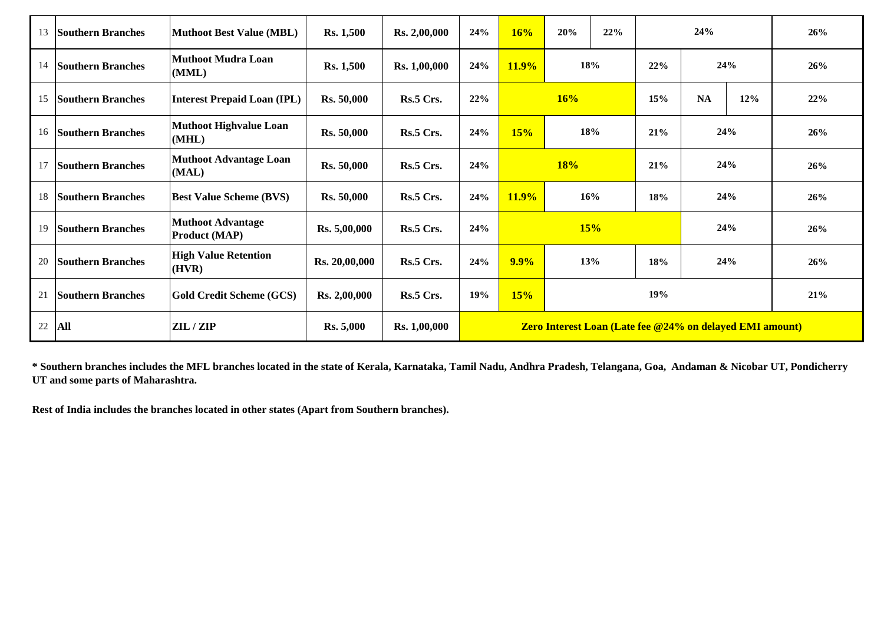| | | | | | | | | | | | | |
|---|---|---|---|---|---|---|---|---|---|---|---|---|
| 13 | **Southern Branches** | **Muthoot Best Value (MBL)** | **Rs. 1,500** | **Rs. 2,00,000** | **24%** | **16%** | **20%** | **22%** | **24%** | | | **26%** |
| 14 | **Southern Branches** | **Muthoot Mudra Loan (MML)** | **Rs. 1,500** | **Rs. 1,00,000** | **24%** | **11.9%** | **18%** | | **22%** | **24%** | | **26%** |
| 15 | **Southern Branches** | **Interest Prepaid Loan (IPL)** | **Rs. 50,000** | **Rs.5 Crs.** | **22%** | **16%** | | | **15%** | **NA** | **12%** | **22%** |
| 16 | **Southern Branches** | **Muthoot Highvalue Loan (MHL)** | **Rs. 50,000** | **Rs.5 Crs.** | **24%** | **15%** | **18%** | | **21%** | **24%** | | **26%** |
| 17 | **Southern Branches** | **Muthoot Advantage Loan (MAL)** | **Rs. 50,000** | **Rs.5 Crs.** | **24%** | **18%** | | | **21%** | **24%** | | **26%** |
| 18 | **Southern Branches** | **Best Value Scheme (BVS)** | **Rs. 50,000** | **Rs.5 Crs.** | **24%** | **11.9%** | **16%** | | **18%** | **24%** | | **26%** |
| 19 | **Southern Branches** | **Muthoot Advantage Product (MAP)** | **Rs. 5,00,000** | **Rs.5 Crs.** | **24%** | **15%** | | | | **24%** | | **26%** |
| 20 | **Southern Branches** | **High Value Retention (HVR)** | **Rs. 20,00,000** | **Rs.5 Crs.** | **24%** | **9.9%** | **13%** | | **18%** | **24%** | | **26%** |
| 21 | **Southern Branches** | **Gold Credit Scheme (GCS)** | **Rs. 2,00,000** | **Rs.5 Crs.** | **19%** | **15%** | **19%** | | | | | **21%** |
| 22 | **All** | **ZIL / ZIP** | **Rs. 5,000** | **Rs. 1,00,000** | **Zero Interest Loan (Late fee @24% on delayed EMI amount)** | | | | | | | |

**\* Southern branches includes the MFL branches located in the state of Kerala, Karnataka, Tamil Nadu, Andhra Pradesh, Telangana, Goa, Andaman & Nicobar UT, Pondicherry UT and some parts of Maharashtra.**

**Rest of India includes the branches located in other states (Apart from Southern branches).**